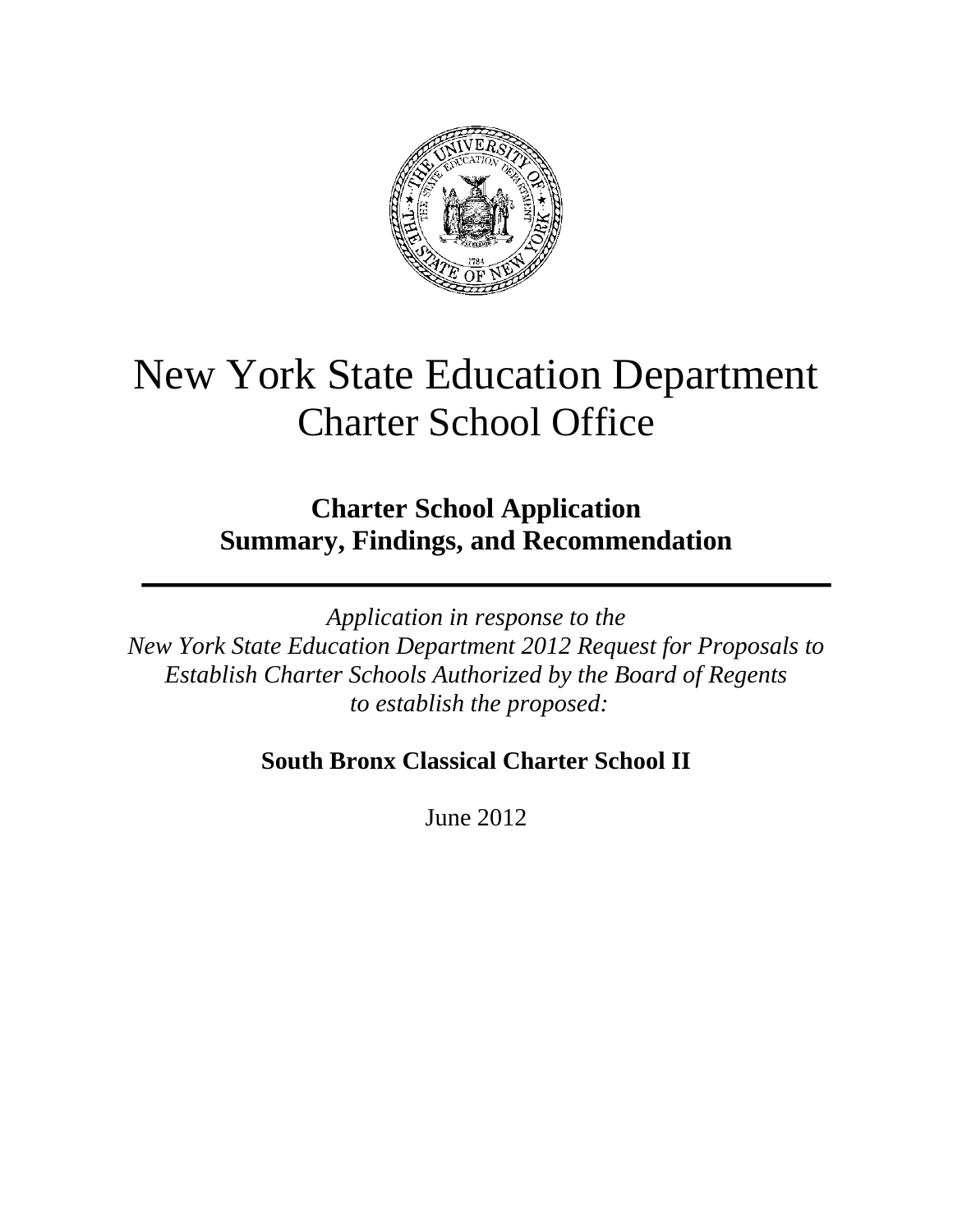# New York State Education Department
## Charter School Office

### Charter School Application
### Summary, Findings, and Recommendation

---

*Application in response to the*
*New York State Education Department 2012 Request for Proposals to*
*Establish Charter Schools Authorized by the Board of Regents*
*to establish the proposed:*

**South Bronx Classical Charter School II**

June 2012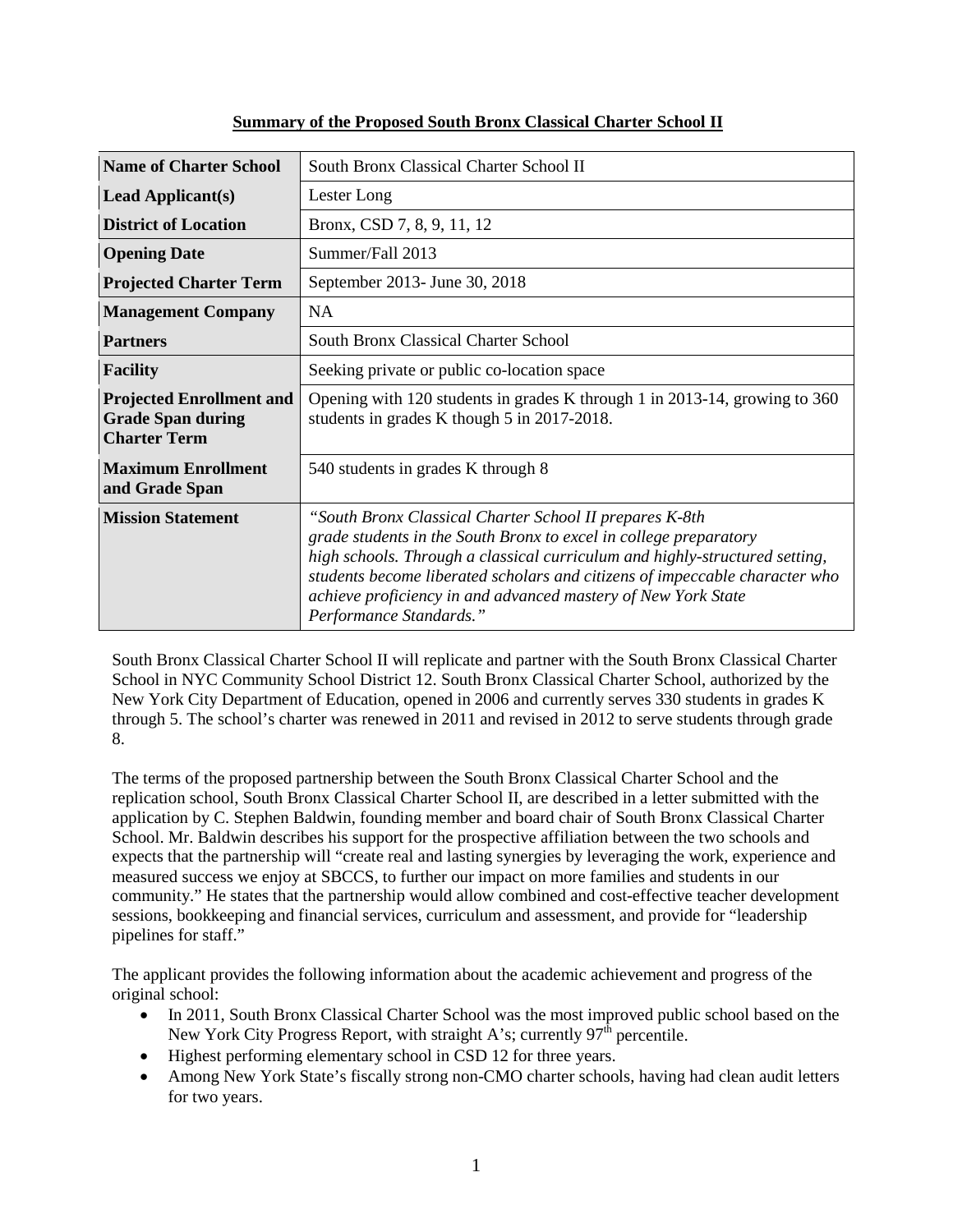**Summary of the Proposed South Bronx Classical Charter School II**

| | |
|---|---|
| **Name of Charter School** | South Bronx Classical Charter School II |
| **Lead Applicant(s)** | Lester Long |
| **District of Location** | Bronx, CSD 7, 8, 9, 11, 12 |
| **Opening Date** | Summer/Fall 2013 |
| **Projected Charter Term** | September 2013- June 30, 2018 |
| **Management Company** | NA |
| **Partners** | South Bronx Classical Charter School |
| **Facility** | Seeking private or public co-location space |
| **Projected Enrollment and Grade Span during Charter Term** | Opening with 120 students in grades K through 1 in 2013-14, growing to 360 students in grades K though 5 in 2017-2018. |
| **Maximum Enrollment and Grade Span** | 540 students in grades K through 8 |
| **Mission Statement** | *"South Bronx Classical Charter School II prepares K-8th grade students in the South Bronx to excel in college preparatory high schools. Through a classical curriculum and highly-structured setting, students become liberated scholars and citizens of impeccable character who achieve proficiency in and advanced mastery of New York State Performance Standards."* |

South Bronx Classical Charter School II will replicate and partner with the South Bronx Classical Charter School in NYC Community School District 12. South Bronx Classical Charter School, authorized by the New York City Department of Education, opened in 2006 and currently serves 330 students in grades K through 5. The school's charter was renewed in 2011 and revised in 2012 to serve students through grade 8.

The terms of the proposed partnership between the South Bronx Classical Charter School and the replication school, South Bronx Classical Charter School II, are described in a letter submitted with the application by C. Stephen Baldwin, founding member and board chair of South Bronx Classical Charter School. Mr. Baldwin describes his support for the prospective affiliation between the two schools and expects that the partnership will "create real and lasting synergies by leveraging the work, experience and measured success we enjoy at SBCCS, to further our impact on more families and students in our community." He states that the partnership would allow combined and cost-effective teacher development sessions, bookkeeping and financial services, curriculum and assessment, and provide for "leadership pipelines for staff."

The applicant provides the following information about the academic achievement and progress of the original school:

- In 2011, South Bronx Classical Charter School was the most improved public school based on the New York City Progress Report, with straight A's; currently 97th percentile.
- Highest performing elementary school in CSD 12 for three years.
- Among New York State's fiscally strong non-CMO charter schools, having had clean audit letters for two years.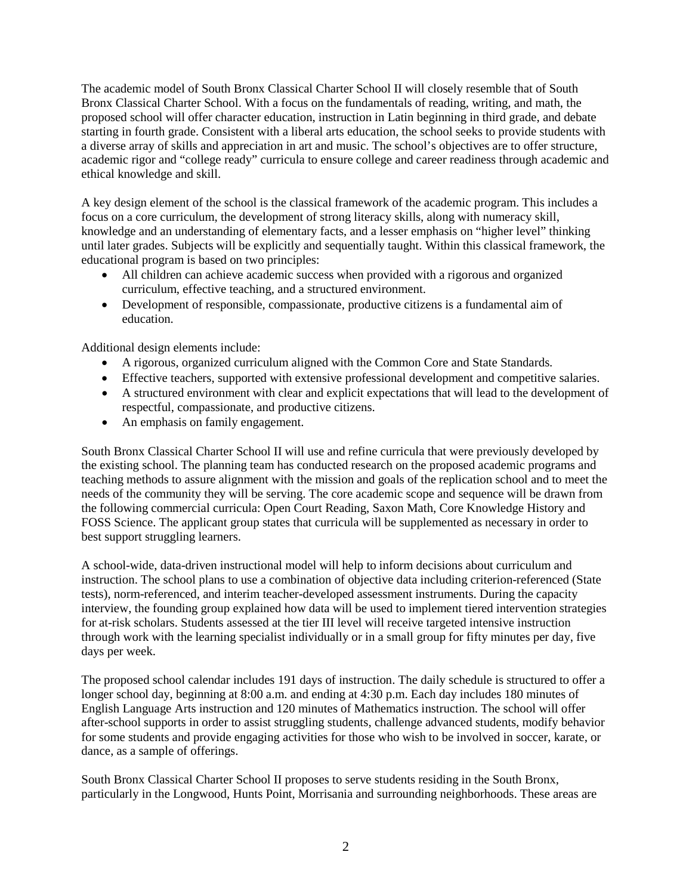The academic model of South Bronx Classical Charter School II will closely resemble that of South Bronx Classical Charter School. With a focus on the fundamentals of reading, writing, and math, the proposed school will offer character education, instruction in Latin beginning in third grade, and debate starting in fourth grade. Consistent with a liberal arts education, the school seeks to provide students with a diverse array of skills and appreciation in art and music. The school's objectives are to offer structure, academic rigor and "college ready" curricula to ensure college and career readiness through academic and ethical knowledge and skill.

A key design element of the school is the classical framework of the academic program. This includes a focus on a core curriculum, the development of strong literacy skills, along with numeracy skill, knowledge and an understanding of elementary facts, and a lesser emphasis on "higher level" thinking until later grades. Subjects will be explicitly and sequentially taught. Within this classical framework, the educational program is based on two principles:

- All children can achieve academic success when provided with a rigorous and organized curriculum, effective teaching, and a structured environment.
- Development of responsible, compassionate, productive citizens is a fundamental aim of education.

Additional design elements include:

- A rigorous, organized curriculum aligned with the Common Core and State Standards.
- Effective teachers, supported with extensive professional development and competitive salaries.
- A structured environment with clear and explicit expectations that will lead to the development of respectful, compassionate, and productive citizens.
- An emphasis on family engagement.

South Bronx Classical Charter School II will use and refine curricula that were previously developed by the existing school. The planning team has conducted research on the proposed academic programs and teaching methods to assure alignment with the mission and goals of the replication school and to meet the needs of the community they will be serving. The core academic scope and sequence will be drawn from the following commercial curricula: Open Court Reading, Saxon Math, Core Knowledge History and FOSS Science. The applicant group states that curricula will be supplemented as necessary in order to best support struggling learners.

A school-wide, data-driven instructional model will help to inform decisions about curriculum and instruction. The school plans to use a combination of objective data including criterion-referenced (State tests), norm-referenced, and interim teacher-developed assessment instruments. During the capacity interview, the founding group explained how data will be used to implement tiered intervention strategies for at-risk scholars. Students assessed at the tier III level will receive targeted intensive instruction through work with the learning specialist individually or in a small group for fifty minutes per day, five days per week.

The proposed school calendar includes 191 days of instruction. The daily schedule is structured to offer a longer school day, beginning at 8:00 a.m. and ending at 4:30 p.m. Each day includes 180 minutes of English Language Arts instruction and 120 minutes of Mathematics instruction. The school will offer after-school supports in order to assist struggling students, challenge advanced students, modify behavior for some students and provide engaging activities for those who wish to be involved in soccer, karate, or dance, as a sample of offerings.

South Bronx Classical Charter School II proposes to serve students residing in the South Bronx, particularly in the Longwood, Hunts Point, Morrisania and surrounding neighborhoods. These areas are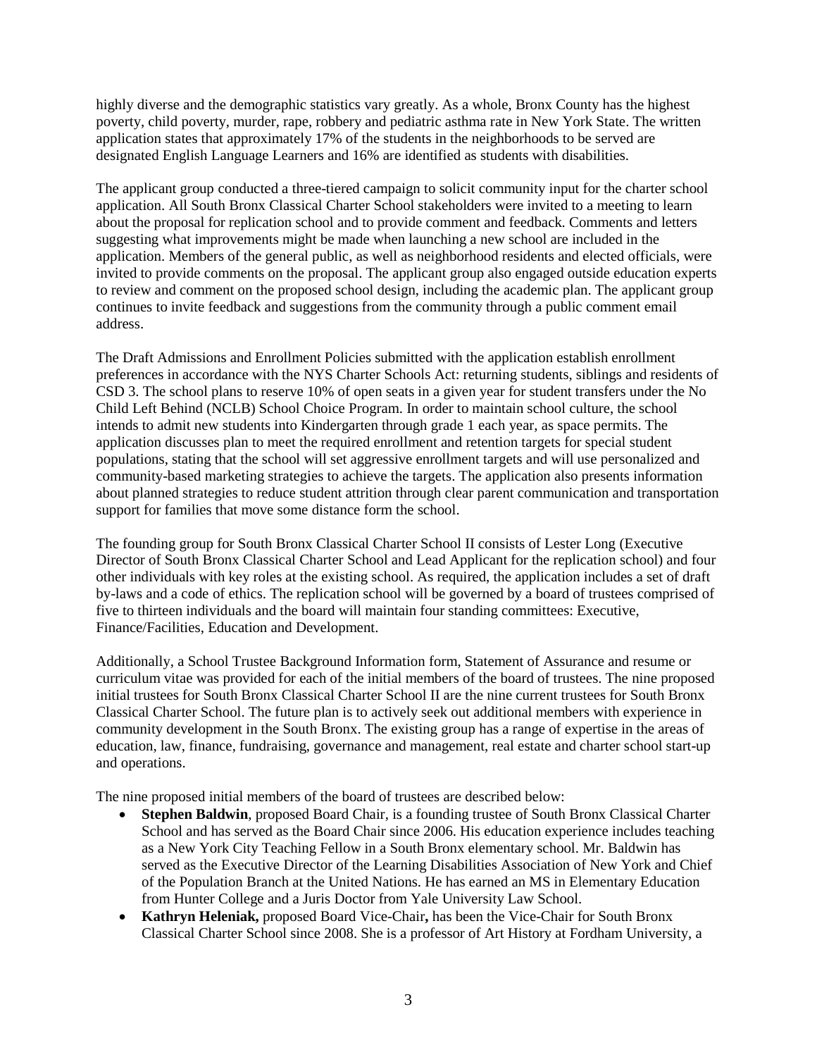highly diverse and the demographic statistics vary greatly. As a whole, Bronx County has the highest poverty, child poverty, murder, rape, robbery and pediatric asthma rate in New York State. The written application states that approximately 17% of the students in the neighborhoods to be served are designated English Language Learners and 16% are identified as students with disabilities.

The applicant group conducted a three-tiered campaign to solicit community input for the charter school application. All South Bronx Classical Charter School stakeholders were invited to a meeting to learn about the proposal for replication school and to provide comment and feedback. Comments and letters suggesting what improvements might be made when launching a new school are included in the application. Members of the general public, as well as neighborhood residents and elected officials, were invited to provide comments on the proposal. The applicant group also engaged outside education experts to review and comment on the proposed school design, including the academic plan. The applicant group continues to invite feedback and suggestions from the community through a public comment email address.

The Draft Admissions and Enrollment Policies submitted with the application establish enrollment preferences in accordance with the NYS Charter Schools Act: returning students, siblings and residents of CSD 3. The school plans to reserve 10% of open seats in a given year for student transfers under the No Child Left Behind (NCLB) School Choice Program. In order to maintain school culture, the school intends to admit new students into Kindergarten through grade 1 each year, as space permits. The application discusses plan to meet the required enrollment and retention targets for special student populations, stating that the school will set aggressive enrollment targets and will use personalized and community-based marketing strategies to achieve the targets. The application also presents information about planned strategies to reduce student attrition through clear parent communication and transportation support for families that move some distance form the school.

The founding group for South Bronx Classical Charter School II consists of Lester Long (Executive Director of South Bronx Classical Charter School and Lead Applicant for the replication school) and four other individuals with key roles at the existing school. As required, the application includes a set of draft by-laws and a code of ethics. The replication school will be governed by a board of trustees comprised of five to thirteen individuals and the board will maintain four standing committees: Executive, Finance/Facilities, Education and Development.

Additionally, a School Trustee Background Information form, Statement of Assurance and resume or curriculum vitae was provided for each of the initial members of the board of trustees. The nine proposed initial trustees for South Bronx Classical Charter School II are the nine current trustees for South Bronx Classical Charter School. The future plan is to actively seek out additional members with experience in community development in the South Bronx. The existing group has a range of expertise in the areas of education, law, finance, fundraising, governance and management, real estate and charter school start-up and operations.

The nine proposed initial members of the board of trustees are described below:

- **Stephen Baldwin**, proposed Board Chair, is a founding trustee of South Bronx Classical Charter School and has served as the Board Chair since 2006. His education experience includes teaching as a New York City Teaching Fellow in a South Bronx elementary school. Mr. Baldwin has served as the Executive Director of the Learning Disabilities Association of New York and Chief of the Population Branch at the United Nations. He has earned an MS in Elementary Education from Hunter College and a Juris Doctor from Yale University Law School.
- **Kathryn Heleniak,** proposed Board Vice-Chair**,** has been the Vice-Chair for South Bronx Classical Charter School since 2008. She is a professor of Art History at Fordham University, a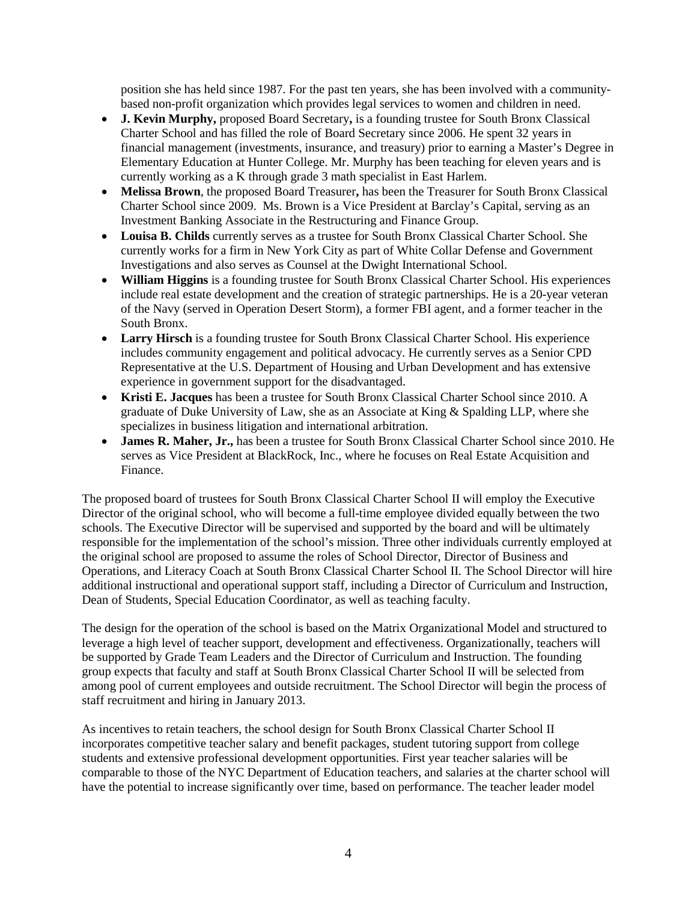position she has held since 1987. For the past ten years, she has been involved with a community-based non-profit organization which provides legal services to women and children in need.

- **J. Kevin Murphy,** proposed Board Secretary**,** is a founding trustee for South Bronx Classical Charter School and has filled the role of Board Secretary since 2006. He spent 32 years in financial management (investments, insurance, and treasury) prior to earning a Master's Degree in Elementary Education at Hunter College. Mr. Murphy has been teaching for eleven years and is currently working as a K through grade 3 math specialist in East Harlem.
- **Melissa Brown**, the proposed Board Treasurer**,** has been the Treasurer for South Bronx Classical Charter School since 2009. Ms. Brown is a Vice President at Barclay's Capital, serving as an Investment Banking Associate in the Restructuring and Finance Group.
- **Louisa B. Childs** currently serves as a trustee for South Bronx Classical Charter School. She currently works for a firm in New York City as part of White Collar Defense and Government Investigations and also serves as Counsel at the Dwight International School.
- **William Higgins** is a founding trustee for South Bronx Classical Charter School. His experiences include real estate development and the creation of strategic partnerships. He is a 20-year veteran of the Navy (served in Operation Desert Storm), a former FBI agent, and a former teacher in the South Bronx.
- **Larry Hirsch** is a founding trustee for South Bronx Classical Charter School. His experience includes community engagement and political advocacy. He currently serves as a Senior CPD Representative at the U.S. Department of Housing and Urban Development and has extensive experience in government support for the disadvantaged.
- **Kristi E. Jacques** has been a trustee for South Bronx Classical Charter School since 2010. A graduate of Duke University of Law, she as an Associate at King & Spalding LLP, where she specializes in business litigation and international arbitration.
- **James R. Maher, Jr.,** has been a trustee for South Bronx Classical Charter School since 2010. He serves as Vice President at BlackRock, Inc., where he focuses on Real Estate Acquisition and Finance.

The proposed board of trustees for South Bronx Classical Charter School II will employ the Executive Director of the original school, who will become a full-time employee divided equally between the two schools. The Executive Director will be supervised and supported by the board and will be ultimately responsible for the implementation of the school's mission. Three other individuals currently employed at the original school are proposed to assume the roles of School Director, Director of Business and Operations, and Literacy Coach at South Bronx Classical Charter School II. The School Director will hire additional instructional and operational support staff, including a Director of Curriculum and Instruction, Dean of Students, Special Education Coordinator, as well as teaching faculty.

The design for the operation of the school is based on the Matrix Organizational Model and structured to leverage a high level of teacher support, development and effectiveness. Organizationally, teachers will be supported by Grade Team Leaders and the Director of Curriculum and Instruction. The founding group expects that faculty and staff at South Bronx Classical Charter School II will be selected from among pool of current employees and outside recruitment. The School Director will begin the process of staff recruitment and hiring in January 2013.

As incentives to retain teachers, the school design for South Bronx Classical Charter School II incorporates competitive teacher salary and benefit packages, student tutoring support from college students and extensive professional development opportunities. First year teacher salaries will be comparable to those of the NYC Department of Education teachers, and salaries at the charter school will have the potential to increase significantly over time, based on performance. The teacher leader model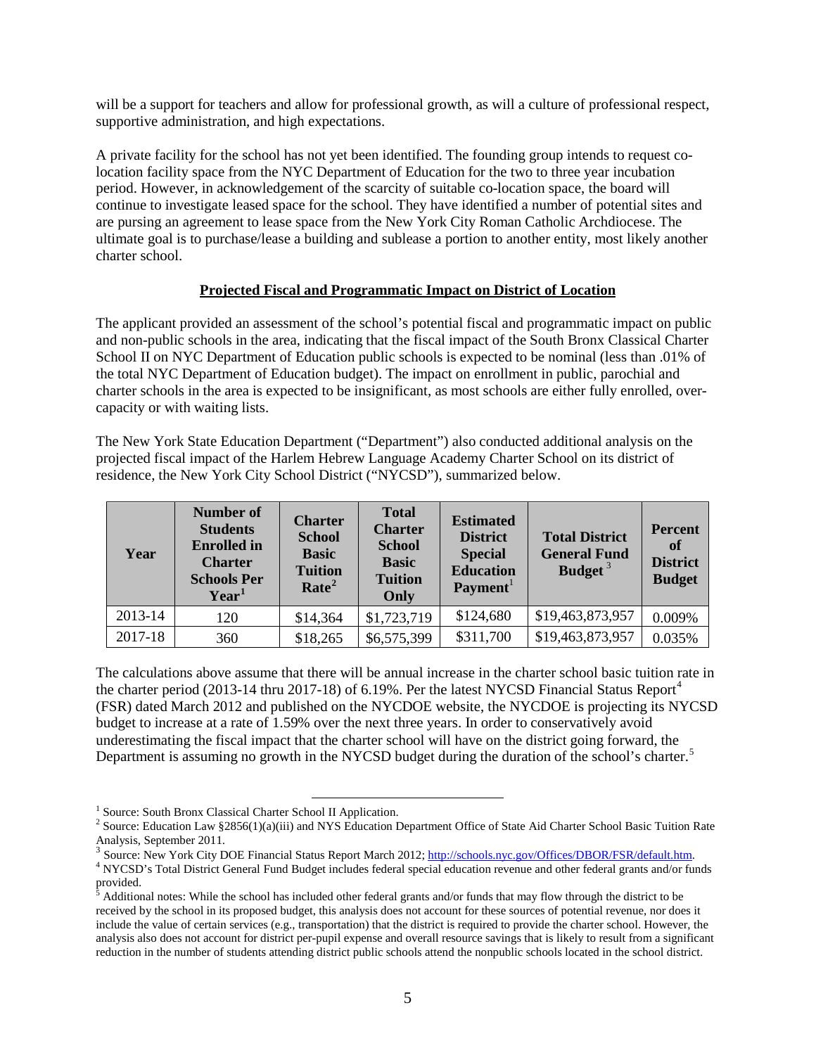will be a support for teachers and allow for professional growth, as will a culture of professional respect, supportive administration, and high expectations.

A private facility for the school has not yet been identified. The founding group intends to request co-location facility space from the NYC Department of Education for the two to three year incubation period. However, in acknowledgement of the scarcity of suitable co-location space, the board will continue to investigate leased space for the school. They have identified a number of potential sites and are pursing an agreement to lease space from the New York City Roman Catholic Archdiocese. The ultimate goal is to purchase/lease a building and sublease a portion to another entity, most likely another charter school.

**Projected Fiscal and Programmatic Impact on District of Location**

The applicant provided an assessment of the school's potential fiscal and programmatic impact on public and non-public schools in the area, indicating that the fiscal impact of the South Bronx Classical Charter School II on NYC Department of Education public schools is expected to be nominal (less than .01% of the total NYC Department of Education budget). The impact on enrollment in public, parochial and charter schools in the area is expected to be insignificant, as most schools are either fully enrolled, over-capacity or with waiting lists.

The New York State Education Department ("Department") also conducted additional analysis on the projected fiscal impact of the Harlem Hebrew Language Academy Charter School on its district of residence, the New York City School District ("NYCSD"), summarized below.

| Year | Number of Students Enrolled in Charter Schools Per Year[1] | Charter School Basic Tuition Rate[2] | Total Charter School Basic Tuition Only | Estimated District Special Education Payment[1] | Total District General Fund Budget[3] | Percent of District Budget |
|---|---|---|---|---|---|---|
| 2013-14 | 120 | $14,364 | $1,723,719 | $124,680 | $19,463,873,957 | 0.009% |
| 2017-18 | 360 | $18,265 | $6,575,399 | $311,700 | $19,463,873,957 | 0.035% |

The calculations above assume that there will be annual increase in the charter school basic tuition rate in the charter period (2013-14 thru 2017-18) of 6.19%. Per the latest NYCSD Financial Status Report[4] (FSR) dated March 2012 and published on the NYCDOE website, the NYCDOE is projecting its NYCSD budget to increase at a rate of 1.59% over the next three years. In order to conservatively avoid underestimating the fiscal impact that the charter school will have on the district going forward, the Department is assuming no growth in the NYCSD budget during the duration of the school's charter.[5]

[1] Source: South Bronx Classical Charter School II Application.

[2] Source: Education Law §2856(1)(a)(iii) and NYS Education Department Office of State Aid Charter School Basic Tuition Rate Analysis, September 2011.

[3] Source: New York City DOE Financial Status Report March 2012; http://schools.nyc.gov/Offices/DBOR/FSR/default.htm.

[4] NYCSD's Total District General Fund Budget includes federal special education revenue and other federal grants and/or funds provided.

[5] Additional notes: While the school has included other federal grants and/or funds that may flow through the district to be received by the school in its proposed budget, this analysis does not account for these sources of potential revenue, nor does it include the value of certain services (e.g., transportation) that the district is required to provide the charter school. However, the analysis also does not account for district per-pupil expense and overall resource savings that is likely to result from a significant reduction in the number of students attending district public schools attend the nonpublic schools located in the school district.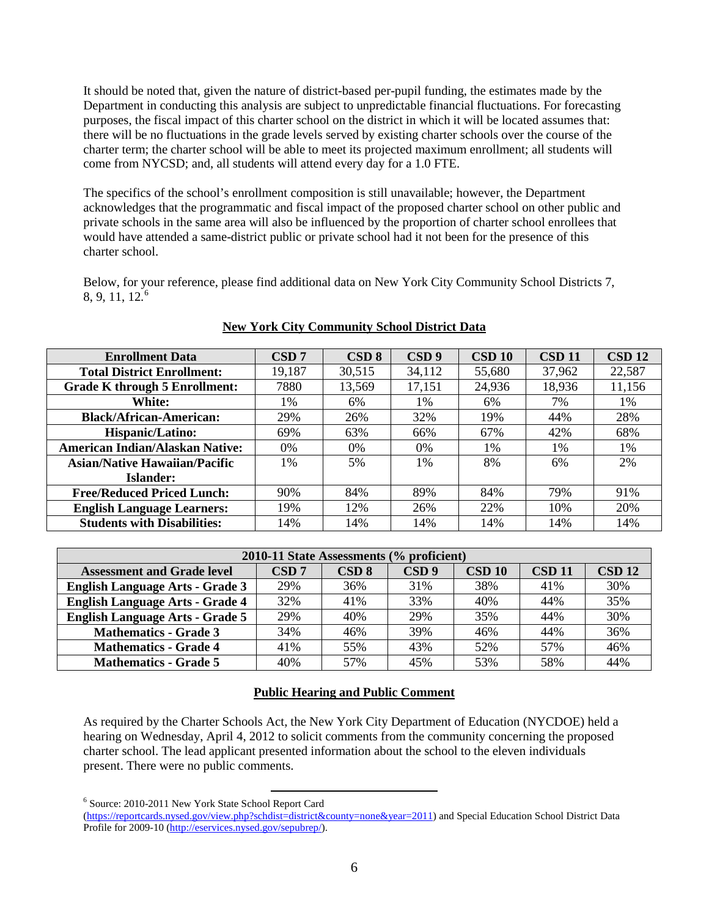It should be noted that, given the nature of district-based per-pupil funding, the estimates made by the Department in conducting this analysis are subject to unpredictable financial fluctuations. For forecasting purposes, the fiscal impact of this charter school on the district in which it will be located assumes that: there will be no fluctuations in the grade levels served by existing charter schools over the course of the charter term; the charter school will be able to meet its projected maximum enrollment; all students will come from NYCSD; and, all students will attend every day for a 1.0 FTE.

The specifics of the school's enrollment composition is still unavailable; however, the Department acknowledges that the programmatic and fiscal impact of the proposed charter school on other public and private schools in the same area will also be influenced by the proportion of charter school enrollees that would have attended a same-district public or private school had it not been for the presence of this charter school.

Below, for your reference, please find additional data on New York City Community School Districts 7, 8, 9, 11, 12.[6]

**New York City Community School District Data**

| Enrollment Data | CSD 7 | CSD 8 | CSD 9 | CSD 10 | CSD 11 | CSD 12 |
|---|---|---|---|---|---|---|
| **Total District Enrollment:** | 19,187 | 30,515 | 34,112 | 55,680 | 37,962 | 22,587 |
| **Grade K through 5 Enrollment:** | 7880 | 13,569 | 17,151 | 24,936 | 18,936 | 11,156 |
| **White:** | 1% | 6% | 1% | 6% | 7% | 1% |
| **Black/African-American:** | 29% | 26% | 32% | 19% | 44% | 28% |
| **Hispanic/Latino:** | 69% | 63% | 66% | 67% | 42% | 68% |
| **American Indian/Alaskan Native:** | 0% | 0% | 0% | 1% | 1% | 1% |
| **Asian/Native Hawaiian/Pacific Islander:** | 1% | 5% | 1% | 8% | 6% | 2% |
| **Free/Reduced Priced Lunch:** | 90% | 84% | 89% | 84% | 79% | 91% |
| **English Language Learners:** | 19% | 12% | 26% | 22% | 10% | 20% |
| **Students with Disabilities:** | 14% | 14% | 14% | 14% | 14% | 14% |

| 2010-11 State Assessments (% proficient) | | | | | | |
|---|---|---|---|---|---|---|
| **Assessment and Grade level** | **CSD 7** | **CSD 8** | **CSD 9** | **CSD 10** | **CSD 11** | **CSD 12** |
| **English Language Arts - Grade 3** | 29% | 36% | 31% | 38% | 41% | 30% |
| **English Language Arts - Grade 4** | 32% | 41% | 33% | 40% | 44% | 35% |
| **English Language Arts - Grade 5** | 29% | 40% | 29% | 35% | 44% | 30% |
| **Mathematics - Grade 3** | 34% | 46% | 39% | 46% | 44% | 36% |
| **Mathematics - Grade 4** | 41% | 55% | 43% | 52% | 57% | 46% |
| **Mathematics - Grade 5** | 40% | 57% | 45% | 53% | 58% | 44% |

**Public Hearing and Public Comment**

As required by the Charter Schools Act, the New York City Department of Education (NYCDOE) held a hearing on Wednesday, April 4, 2012 to solicit comments from the community concerning the proposed charter school. The lead applicant presented information about the school to the eleven individuals present. There were no public comments.

---

[6] Source: 2010-2011 New York State School Report Card (https://reportcards.nysed.gov/view.php?schdist=district&county=none&year=2011) and Special Education School District Data Profile for 2009-10 (http://eservices.nysed.gov/sepubrep/).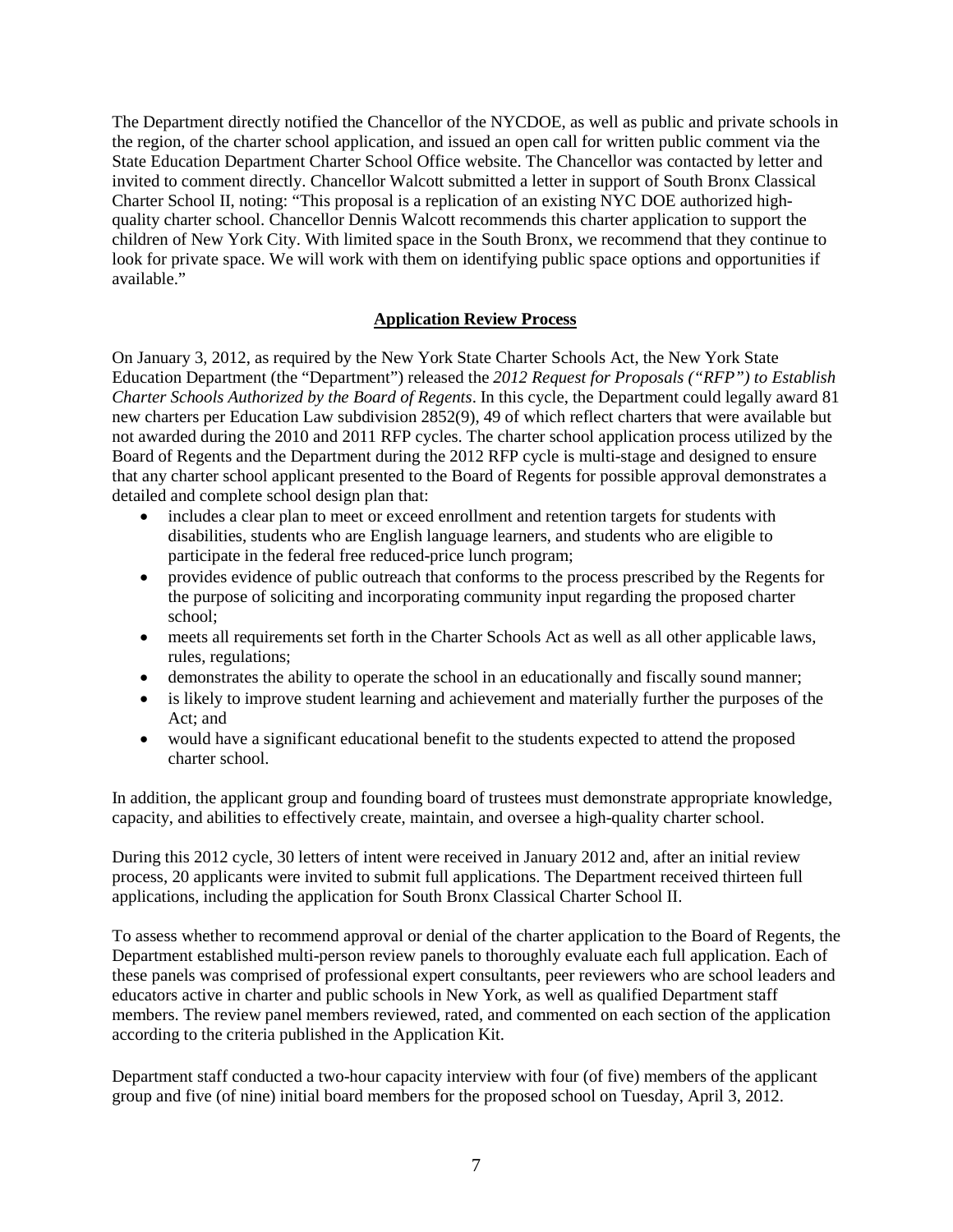The Department directly notified the Chancellor of the NYCDOE, as well as public and private schools in the region, of the charter school application, and issued an open call for written public comment via the State Education Department Charter School Office website. The Chancellor was contacted by letter and invited to comment directly. Chancellor Walcott submitted a letter in support of South Bronx Classical Charter School II, noting: "This proposal is a replication of an existing NYC DOE authorized high-quality charter school. Chancellor Dennis Walcott recommends this charter application to support the children of New York City. With limited space in the South Bronx, we recommend that they continue to look for private space. We will work with them on identifying public space options and opportunities if available."

## Application Review Process

On January 3, 2012, as required by the New York State Charter Schools Act, the New York State Education Department (the "Department") released the *2012 Request for Proposals ("RFP") to Establish Charter Schools Authorized by the Board of Regents*. In this cycle, the Department could legally award 81 new charters per Education Law subdivision 2852(9), 49 of which reflect charters that were available but not awarded during the 2010 and 2011 RFP cycles. The charter school application process utilized by the Board of Regents and the Department during the 2012 RFP cycle is multi-stage and designed to ensure that any charter school applicant presented to the Board of Regents for possible approval demonstrates a detailed and complete school design plan that:

- includes a clear plan to meet or exceed enrollment and retention targets for students with disabilities, students who are English language learners, and students who are eligible to participate in the federal free reduced-price lunch program;
- provides evidence of public outreach that conforms to the process prescribed by the Regents for the purpose of soliciting and incorporating community input regarding the proposed charter school;
- meets all requirements set forth in the Charter Schools Act as well as all other applicable laws, rules, regulations;
- demonstrates the ability to operate the school in an educationally and fiscally sound manner;
- is likely to improve student learning and achievement and materially further the purposes of the Act; and
- would have a significant educational benefit to the students expected to attend the proposed charter school.

In addition, the applicant group and founding board of trustees must demonstrate appropriate knowledge, capacity, and abilities to effectively create, maintain, and oversee a high-quality charter school.

During this 2012 cycle, 30 letters of intent were received in January 2012 and, after an initial review process, 20 applicants were invited to submit full applications. The Department received thirteen full applications, including the application for South Bronx Classical Charter School II.

To assess whether to recommend approval or denial of the charter application to the Board of Regents, the Department established multi-person review panels to thoroughly evaluate each full application. Each of these panels was comprised of professional expert consultants, peer reviewers who are school leaders and educators active in charter and public schools in New York, as well as qualified Department staff members. The review panel members reviewed, rated, and commented on each section of the application according to the criteria published in the Application Kit.

Department staff conducted a two-hour capacity interview with four (of five) members of the applicant group and five (of nine) initial board members for the proposed school on Tuesday, April 3, 2012.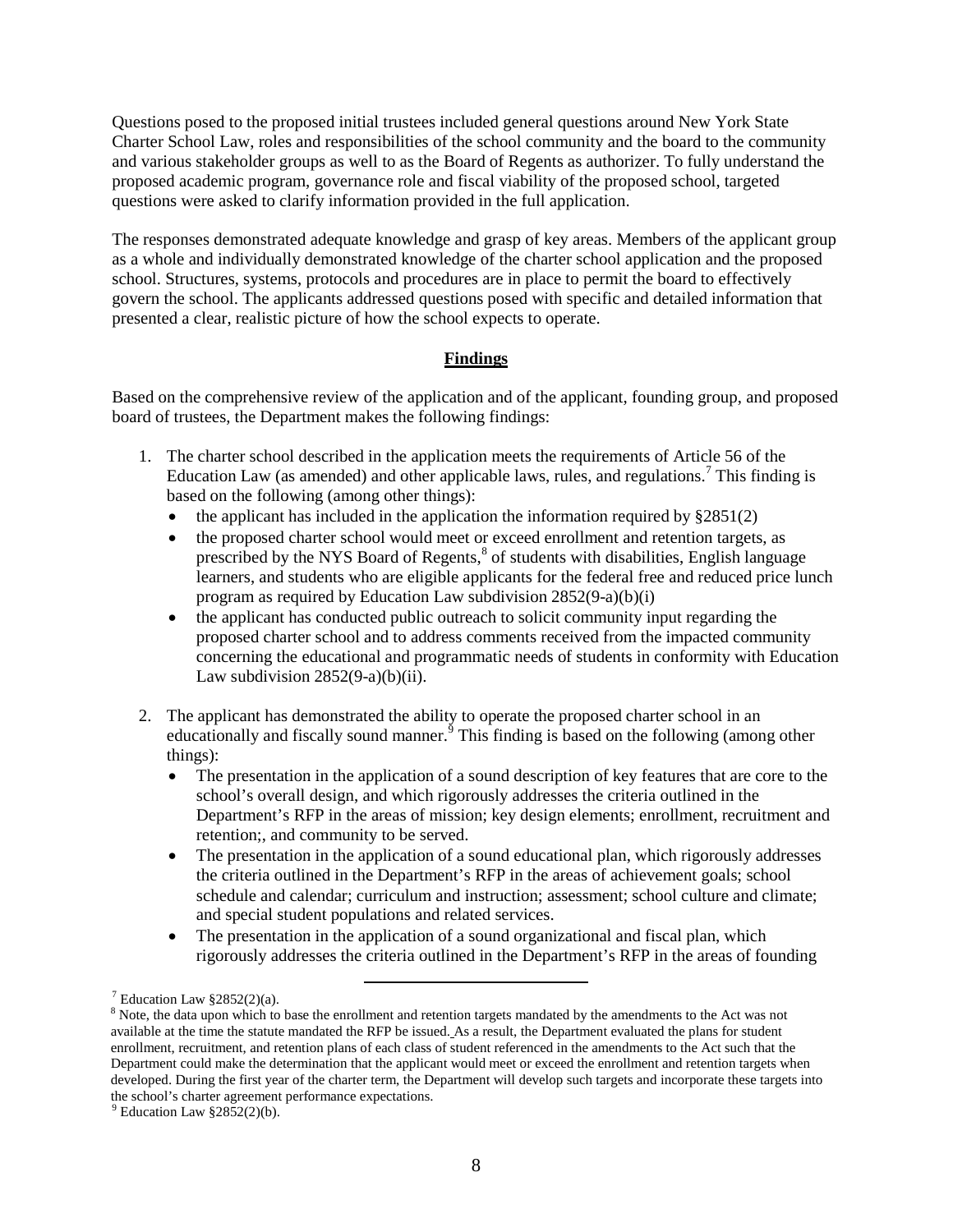Questions posed to the proposed initial trustees included general questions around New York State Charter School Law, roles and responsibilities of the school community and the board to the community and various stakeholder groups as well to as the Board of Regents as authorizer. To fully understand the proposed academic program, governance role and fiscal viability of the proposed school, targeted questions were asked to clarify information provided in the full application.

The responses demonstrated adequate knowledge and grasp of key areas. Members of the applicant group as a whole and individually demonstrated knowledge of the charter school application and the proposed school. Structures, systems, protocols and procedures are in place to permit the board to effectively govern the school. The applicants addressed questions posed with specific and detailed information that presented a clear, realistic picture of how the school expects to operate.

## **Findings**

Based on the comprehensive review of the application and of the applicant, founding group, and proposed board of trustees, the Department makes the following findings:

1. The charter school described in the application meets the requirements of Article 56 of the Education Law (as amended) and other applicable laws, rules, and regulations.[7] This finding is based on the following (among other things):
   - the applicant has included in the application the information required by §2851(2)
   - the proposed charter school would meet or exceed enrollment and retention targets, as prescribed by the NYS Board of Regents,[8] of students with disabilities, English language learners, and students who are eligible applicants for the federal free and reduced price lunch program as required by Education Law subdivision 2852(9-a)(b)(i)
   - the applicant has conducted public outreach to solicit community input regarding the proposed charter school and to address comments received from the impacted community concerning the educational and programmatic needs of students in conformity with Education Law subdivision 2852(9-a)(b)(ii).

2. The applicant has demonstrated the ability to operate the proposed charter school in an educationally and fiscally sound manner.[9] This finding is based on the following (among other things):
   - The presentation in the application of a sound description of key features that are core to the school's overall design, and which rigorously addresses the criteria outlined in the Department's RFP in the areas of mission; key design elements; enrollment, recruitment and retention;, and community to be served.
   - The presentation in the application of a sound educational plan, which rigorously addresses the criteria outlined in the Department's RFP in the areas of achievement goals; school schedule and calendar; curriculum and instruction; assessment; school culture and climate; and special student populations and related services.
   - The presentation in the application of a sound organizational and fiscal plan, which rigorously addresses the criteria outlined in the Department's RFP in the areas of founding

---

[7] Education Law §2852(2)(a).

[8] Note, the data upon which to base the enrollment and retention targets mandated by the amendments to the Act was not available at the time the statute mandated the RFP be issued. As a result, the Department evaluated the plans for student enrollment, recruitment, and retention plans of each class of student referenced in the amendments to the Act such that the Department could make the determination that the applicant would meet or exceed the enrollment and retention targets when developed. During the first year of the charter term, the Department will develop such targets and incorporate these targets into the school's charter agreement performance expectations.

[9] Education Law §2852(2)(b).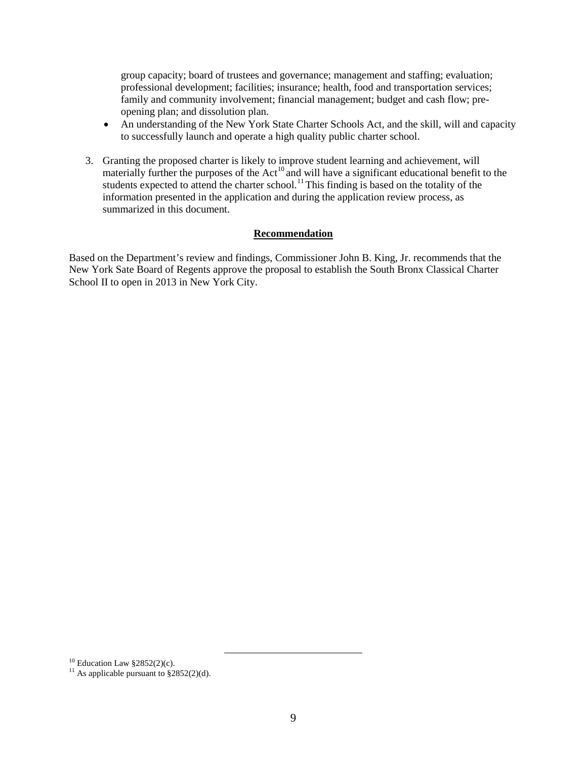group capacity; board of trustees and governance; management and staffing; evaluation; professional development; facilities; insurance; health, food and transportation services; family and community involvement; financial management; budget and cash flow; pre-opening plan; and dissolution plan.

- An understanding of the New York State Charter Schools Act, and the skill, will and capacity to successfully launch and operate a high quality public charter school.

3. Granting the proposed charter is likely to improve student learning and achievement, will materially further the purposes of the Act[10] and will have a significant educational benefit to the students expected to attend the charter school.[11] This finding is based on the totality of the information presented in the application and during the application review process, as summarized in this document.

## Recommendation

Based on the Department's review and findings, Commissioner John B. King, Jr. recommends that the New York Sate Board of Regents approve the proposal to establish the South Bronx Classical Charter School II to open in 2013 in New York City.

[10] Education Law §2852(2)(c).
[11] As applicable pursuant to §2852(2)(d).